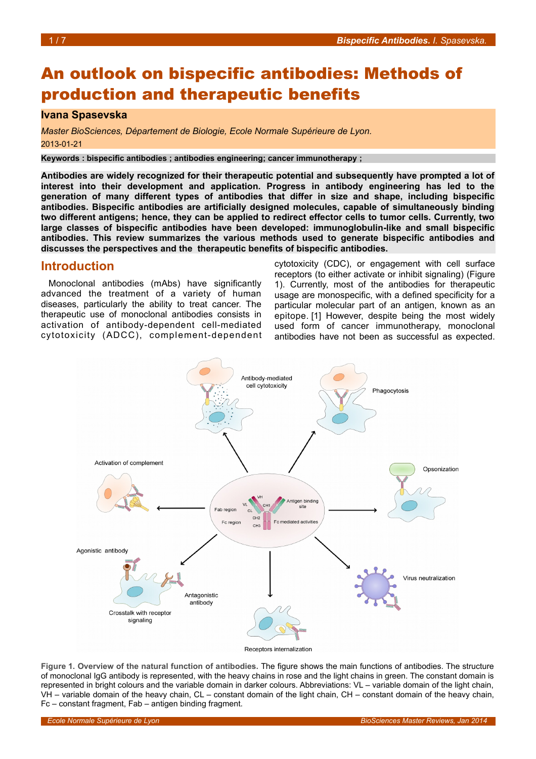# An outlook on bispecific antibodies: Methods of production and therapeutic benefits

**Ivana Spasevska**

*Master BioSciences, Département de Biologie, Ecole Normale Supérieure de Lyon.*

2013-01-21

**Keywords : bispecific antibodies ; antibodies engineering; cancer immunotherapy ;**

**Antibodies are widely recognized for their therapeutic potential and subsequently have prompted a lot of interest into their development and application. Progress in antibody engineering has led to the generation of many different types of antibodies that differ in size and shape, including bispecific antibodies. Bispecific antibodies are artificially designed molecules, capable of simultaneously binding two different antigens; hence, they can be applied to redirect effector cells to tumor cells. Currently, two large classes of bispecific antibodies have been developed: immunoglobulin-like and small bispecific antibodies. This review summarizes the various methods used to generate bispecific antibodies and discusses the perspectives and the therapeutic benefits of bispecific antibodies.**

## Introduction

Monoclonal antibodies (mAbs) have significantly advanced the treatment of a variety of human diseases, particularly the ability to treat cancer. The therapeutic use of monoclonal antibodies consists in activation of antibody-dependent cell-mediated cytotoxicity (ADCC), complement-dependent cytotoxicity (CDC), or engagement with cell surface receptors (to either activate or inhibit signaling) (Figure 1). Currently, most of the antibodies for therapeutic usage are monospecific, with a defined specificity for a particular molecular part of an antigen, known as an epitope. [1] However, despite being the most widely used form of cancer immunotherapy, monoclonal antibodies have not been as successful as expected.

**Figure 1. Overview of the natural function of antibodies.** The figure shows the main functions of antibodies. The structure of monoclonal IgG antibody is represented, with the heavy chains in rose and the light chains in green. The constant domain is represented in bright colours and the variable domain in darker colours. Abbreviations: VL – variable domain of the light chain, VH – variable domain of the heavy chain, CL – constant domain of the light chain, CH – constant domain of the heavy chain, Fc – constant fragment, Fab – antigen binding fragment.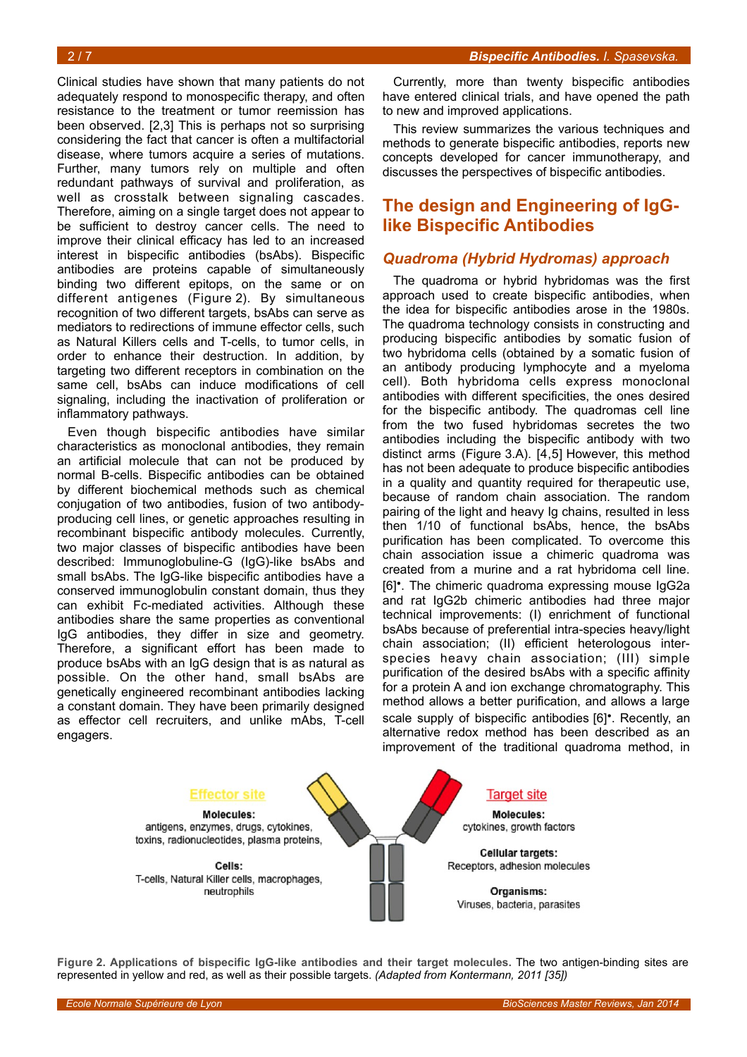Clinical studies have shown that many patients do not adequately respond to monospecific therapy, and often resistance to the treatment or tumor reemission has been observed. [2,3] This is perhaps not so surprising considering the fact that cancer is often a multifactorial disease, where tumors acquire a series of mutations. Further, many tumors rely on multiple and often redundant pathways of survival and proliferation, as well as crosstalk between signaling cascades. Therefore, aiming on a single target does not appear to be sufficient to destroy cancer cells. The need to improve their clinical efficacy has led to an increased interest in bispecific antibodies (bsAbs). Bispecific antibodies are proteins capable of simultaneously binding two different epitops, on the same or on different antigenes (Figure 2). By simultaneous recognition of two different targets, bsAbs can serve as mediators to redirections of immune effector cells, such as Natural Killers cells and T-cells, to tumor cells, in order to enhance their destruction. In addition, by targeting two different receptors in combination on the same cell, bsAbs can induce modifications of cell signaling, including the inactivation of proliferation or inflammatory pathways.

Even though bispecific antibodies have similar characteristics as monoclonal antibodies, they remain an artificial molecule that can not be produced by normal B-cells. Bispecific antibodies can be obtained by different biochemical methods such as chemical conjugation of two antibodies, fusion of two antibody-producing cell lines, or genetic approaches resulting in recombinant bispecific antibody molecules. Currently, two major classes of bispecific antibodies have been described: Immunoglobuline-G (IgG)-like bsAbs and small bsAbs. The IgG-like bispecific antibodies have a conserved immunoglobulin constant domain, thus they can exhibit Fc-mediated activities. Although these antibodies share the same properties as conventional IgG antibodies, they differ in size and geometry. Therefore, a significant effort has been made to produce bsAbs with an IgG design that is as natural as possible. On the other hand, small bsAbs are genetically engineered recombinant antibodies lacking a constant domain. They have been primarily designed as effector cell recruiters, and unlike mAbs, T-cell engagers.

Currently, more than twenty bispecific antibodies have entered clinical trials, and have opened the path to new and improved applications.

This review summarizes the various techniques and methods to generate bispecific antibodies, reports new concepts developed for cancer immunotherapy, and discusses the perspectives of bispecific antibodies.

## The design and Engineering of IgG-like Bispecific Antibodies

### *Quadroma (Hybrid Hydromas) approach*

The quadroma or hybrid hybridomas was the first approach used to create bispecific antibodies, when the idea for bispecific antibodies arose in the 1980s. The quadroma technology consists in constructing and producing bispecific antibodies by somatic fusion of two hybridoma cells (obtained by a somatic fusion of an antibody producing lymphocyte and a myeloma cell). Both hybridoma cells express monoclonal antibodies with different specificities, the ones desired for the bispecific antibody. The quadromas cell line from the two fused hybridomas secretes the two antibodies including the bispecific antibody with two distinct arms (Figure 3.A). [4,5] However, this method has not been adequate to produce bispecific antibodies in a quality and quantity required for therapeutic use, because of random chain association. The random pairing of the light and heavy Ig chains, resulted in less then 1/10 of functional bsAbs, hence, the bsAbs purification has been complicated. To overcome this chain association issue a chimeric quadroma was created from a murine and a rat hybridoma cell line. [6]•. The chimeric quadroma expressing mouse IgG2a and rat IgG2b chimeric antibodies had three major technical improvements: (I) enrichment of functional bsAbs because of preferential intra-species heavy/light chain association; (II) efficient heterologous inter-species heavy chain association; (III) simple purification of the desired bsAbs with a specific affinity for a protein A and ion exchange chromatography. This method allows a better purification, and allows a large scale supply of bispecific antibodies [6]•. Recently, an alternative redox method has been described as an improvement of the traditional quadroma method, in

**Figure 2. Applications of bispecific IgG-like antibodies and their target molecules.** The two antigen-binding sites are represented in yellow and red, as well as their possible targets. *(Adapted from Kontermann, 2011 [35])*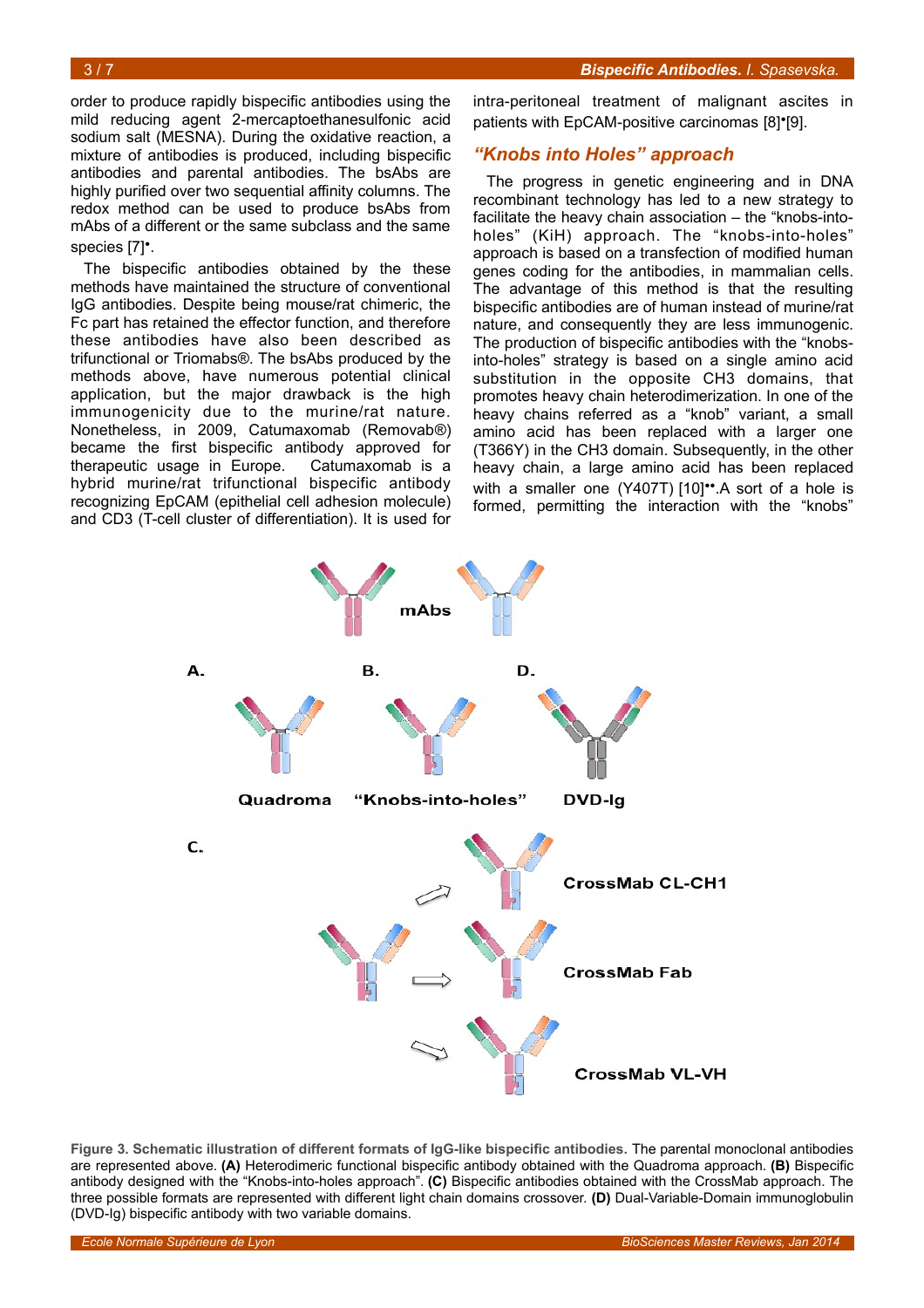order to produce rapidly bispecific antibodies using the mild reducing agent 2-mercaptoethanesulfonic acid sodium salt (MESNA). During the oxidative reaction, a mixture of antibodies is produced, including bispecific antibodies and parental antibodies. The bsAbs are highly purified over two sequential affinity columns. The redox method can be used to produce bsAbs from mAbs of a different or the same subclass and the same species [7]•.

The bispecific antibodies obtained by the these methods have maintained the structure of conventional IgG antibodies. Despite being mouse/rat chimeric, the Fc part has retained the effector function, and therefore these antibodies have also been described as trifunctional or Triomabs®. The bsAbs produced by the methods above, have numerous potential clinical application, but the major drawback is the high immunogenicity due to the murine/rat nature. Nonetheless, in 2009, Catumaxomab (Removab®) became the first bispecific antibody approved for therapeutic usage in Europe. Catumaxomab is a hybrid murine/rat trifunctional bispecific antibody recognizing EpCAM (epithelial cell adhesion molecule) and CD3 (T-cell cluster of differentiation). It is used for intra-peritoneal treatment of malignant ascites in patients with EpCAM-positive carcinomas [8]•[9].

## *"Knobs into Holes" approach*

The progress in genetic engineering and in DNA recombinant technology has led to a new strategy to facilitate the heavy chain association – the "knobs-into-holes" (KiH) approach. The "knobs-into-holes" approach is based on a transfection of modified human genes coding for the antibodies, in mammalian cells. The advantage of this method is that the resulting bispecific antibodies are of human instead of murine/rat nature, and consequently they are less immunogenic. The production of bispecific antibodies with the "knobs-into-holes" strategy is based on a single amino acid substitution in the opposite CH3 domains, that promotes heavy chain heterodimerization. In one of the heavy chains referred as a "knob" variant, a small amino acid has been replaced with a larger one (T366Y) in the CH3 domain. Subsequently, in the other heavy chain, a large amino acid has been replaced with a smaller one (Y407T) [10]••.A sort of a hole is formed, permitting the interaction with the "knobs"

**Figure 3. Schematic illustration of different formats of IgG-like bispecific antibodies.** The parental monoclonal antibodies are represented above. **(A)** Heterodimeric functional bispecific antibody obtained with the Quadroma approach. **(B)** Bispecific antibody designed with the "Knobs-into-holes approach". **(C)** Bispecific antibodies obtained with the CrossMab approach. The three possible formats are represented with different light chain domains crossover. **(D)** Dual-Variable-Domain immunoglobulin (DVD-Ig) bispecific antibody with two variable domains.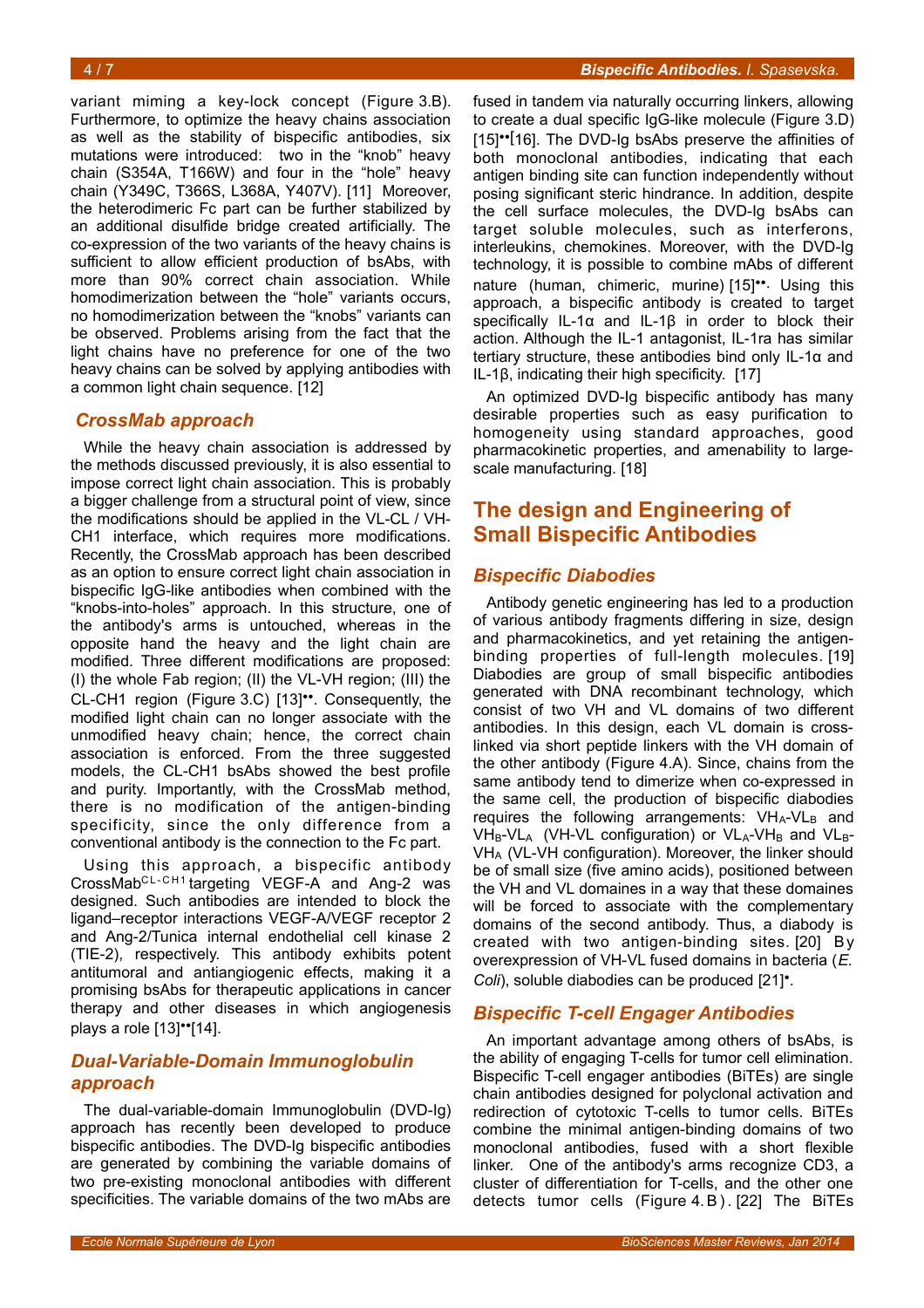variant miming a key-lock concept (Figure 3.B). Furthermore, to optimize the heavy chains association as well as the stability of bispecific antibodies, six mutations were introduced: two in the "knob" heavy chain (S354A, T166W) and four in the "hole" heavy chain (Y349C, T366S, L368A, Y407V). [11] Moreover, the heterodimeric Fc part can be further stabilized by an additional disulfide bridge created artificially. The co-expression of the two variants of the heavy chains is sufficient to allow efficient production of bsAbs, with more than 90% correct chain association. While homodimerization between the "hole" variants occurs, no homodimerization between the "knobs" variants can be observed. Problems arising from the fact that the light chains have no preference for one of the two heavy chains can be solved by applying antibodies with a common light chain sequence. [12]

### *CrossMab approach*

While the heavy chain association is addressed by the methods discussed previously, it is also essential to impose correct light chain association. This is probably a bigger challenge from a structural point of view, since the modifications should be applied in the VL-CL / VH-CH1 interface, which requires more modifications. Recently, the CrossMab approach has been described as an option to ensure correct light chain association in bispecific IgG-like antibodies when combined with the "knobs-into-holes" approach. In this structure, one of the antibody's arms is untouched, whereas in the opposite hand the heavy and the light chain are modified. Three different modifications are proposed: (I) the whole Fab region; (II) the VL-VH region; (III) the CL-CH1 region (Figure 3.C) [13]••. Consequently, the modified light chain can no longer associate with the unmodified heavy chain; hence, the correct chain association is enforced. From the three suggested models, the CL-CH1 bsAbs showed the best profile and purity. Importantly, with the CrossMab method, there is no modification of the antigen-binding specificity, since the only difference from a conventional antibody is the connection to the Fc part.

Using this approach, a bispecific antibody $\text{CrossMab}^{\text{CL-CH1}}$ targeting VEGF-A and Ang-2 was designed. Such antibodies are intended to block the ligand–receptor interactions VEGF-A/VEGF receptor 2 and Ang-2/Tunica internal endothelial cell kinase 2 (TIE-2), respectively. This antibody exhibits potent antitumoral and antiangiogenic effects, making it a promising bsAbs for therapeutic applications in cancer therapy and other diseases in which angiogenesis plays a role [13]••[14].

### *Dual-Variable-Domain Immunoglobulin approach*

The dual-variable-domain Immunoglobulin (DVD-Ig) approach has recently been developed to produce bispecific antibodies. The DVD-Ig bispecific antibodies are generated by combining the variable domains of two pre-existing monoclonal antibodies with different specificities. The variable domains of the two mAbs are fused in tandem via naturally occurring linkers, allowing to create a dual specific IgG-like molecule (Figure 3.D) [15]••[16]. The DVD-Ig bsAbs preserve the affinities of both monoclonal antibodies, indicating that each antigen binding site can function independently without posing significant steric hindrance. In addition, despite the cell surface molecules, the DVD-Ig bsAbs can target soluble molecules, such as interferons, interleukins, chemokines. Moreover, with the DVD-Ig technology, it is possible to combine mAbs of different nature (human, chimeric, murine) [15]••. Using this approach, a bispecific antibody is created to target specifically IL-1α and IL-1β in order to block their action. Although the IL-1 antagonist, IL-1ra has similar tertiary structure, these antibodies bind only IL-1α and IL-1β, indicating their high specificity. [17]

An optimized DVD-Ig bispecific antibody has many desirable properties such as easy purification to homogeneity using standard approaches, good pharmacokinetic properties, and amenability to large-scale manufacturing. [18]

## The design and Engineering of Small Bispecific Antibodies

### *Bispecific Diabodies*

Antibody genetic engineering has led to a production of various antibody fragments differing in size, design and pharmacokinetics, and yet retaining the antigen-binding properties of full-length molecules. [19] Diabodies are group of small bispecific antibodies generated with DNA recombinant technology, which consist of two VH and VL domains of two different antibodies. In this design, each VL domain is cross-linked via short peptide linkers with the VH domain of the other antibody (Figure 4.A). Since, chains from the same antibody tend to dimerize when co-expressed in the same cell, the production of bispecific diabodies requires the following arrangements: $VH_A$-$VL_B$ and $VH_B$-$VL_A$ (VH-VL configuration) or $VL_A$-$VH_B$ and $VL_B$-$VH_A$ (VL-VH configuration). Moreover, the linker should be of small size (five amino acids), positioned between the VH and VL domaines in a way that these domaines will be forced to associate with the complementary domains of the second antibody. Thus, a diabody is created with two antigen-binding sites. [20] By overexpression of VH-VL fused domains in bacteria (*E. Coli*), soluble diabodies can be produced [21]•.

### *Bispecific T-cell Engager Antibodies*

An important advantage among others of bsAbs, is the ability of engaging T-cells for tumor cell elimination. Bispecific T-cell engager antibodies (BiTEs) are single chain antibodies designed for polyclonal activation and redirection of cytotoxic T-cells to tumor cells. BiTEs combine the minimal antigen-binding domains of two monoclonal antibodies, fused with a short flexible linker. One of the antibody's arms recognize CD3, a cluster of differentiation for T-cells, and the other one detects tumor cells (Figure 4.B). [22] The BiTEs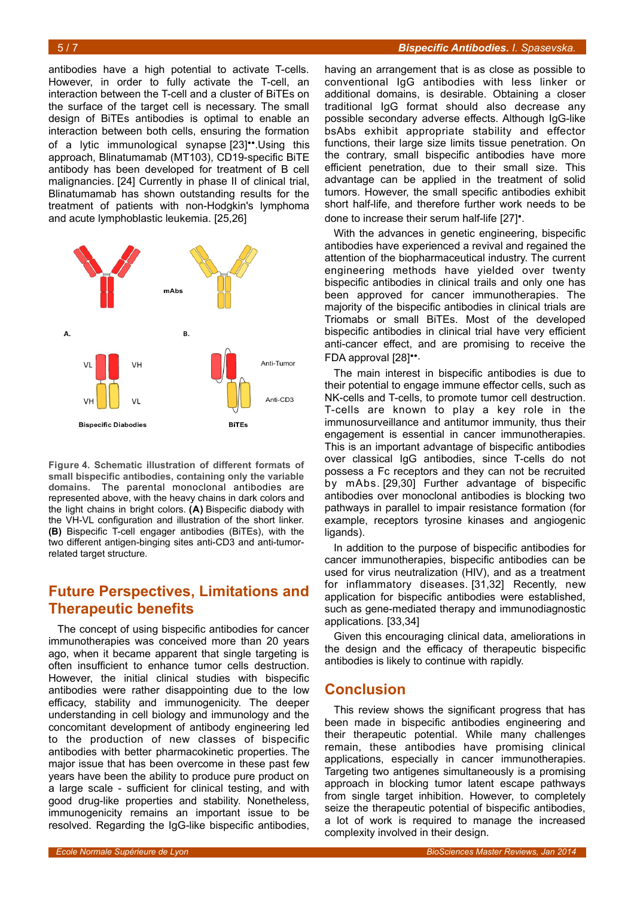antibodies have a high potential to activate T-cells. However, in order to fully activate the T-cell, an interaction between the T-cell and a cluster of BiTEs on the surface of the target cell is necessary. The small design of BiTEs antibodies is optimal to enable an interaction between both cells, ensuring the formation of a lytic immunological synapse [23]••.Using this approach, Blinatumamab (MT103), CD19-specific BiTE antibody has been developed for treatment of B cell malignancies. [24] Currently in phase II of clinical trial, Blinatumamab has shown outstanding results for the treatment of patients with non-Hodgkin's lymphoma and acute lymphoblastic leukemia. [25,26]

**Figure 4. Schematic illustration of different formats of small bispecific antibodies, containing only the variable domains.** The parental monoclonal antibodies are represented above, with the heavy chains in dark colors and the light chains in bright colors. **(A)** Bispecific diabody with the VH-VL configuration and illustration of the short linker. **(B)** Bispecific T-cell engager antibodies (BiTEs), with the two different antigen-binging sites anti-CD3 and anti-tumor-related target structure.

## Future Perspectives, Limitations and Therapeutic benefits

The concept of using bispecific antibodies for cancer immunotherapies was conceived more than 20 years ago, when it became apparent that single targeting is often insufficient to enhance tumor cells destruction. However, the initial clinical studies with bispecific antibodies were rather disappointing due to the low efficacy, stability and immunogenicity. The deeper understanding in cell biology and immunology and the concomitant development of antibody engineering led to the production of new classes of bispecific antibodies with better pharmacokinetic properties. The major issue that has been overcome in these past few years have been the ability to produce pure product on a large scale - sufficient for clinical testing, and with good drug-like properties and stability. Nonetheless, immunogenicity remains an important issue to be resolved. Regarding the IgG-like bispecific antibodies, having an arrangement that is as close as possible to conventional IgG antibodies with less linker or additional domains, is desirable. Obtaining a closer traditional IgG format should also decrease any possible secondary adverse effects. Although IgG-like bsAbs exhibit appropriate stability and effector functions, their large size limits tissue penetration. On the contrary, small bispecific antibodies have more efficient penetration, due to their small size. This advantage can be applied in the treatment of solid tumors. However, the small specific antibodies exhibit short half-life, and therefore further work needs to be done to increase their serum half-life [27]•.

With the advances in genetic engineering, bispecific antibodies have experienced a revival and regained the attention of the biopharmaceutical industry. The current engineering methods have yielded over twenty bispecific antibodies in clinical trails and only one has been approved for cancer immunotherapies. The majority of the bispecific antibodies in clinical trials are Triomabs or small BiTEs. Most of the developed bispecific antibodies in clinical trial have very efficient anti-cancer effect, and are promising to receive the FDA approval [28]••.

The main interest in bispecific antibodies is due to their potential to engage immune effector cells, such as NK-cells and T-cells, to promote tumor cell destruction. T-cells are known to play a key role in the immunosurveillance and antitumor immunity, thus their engagement is essential in cancer immunotherapies. This is an important advantage of bispecific antibodies over classical IgG antibodies, since T-cells do not possess a Fc receptors and they can not be recruited by mAbs. [29,30] Further advantage of bispecific antibodies over monoclonal antibodies is blocking two pathways in parallel to impair resistance formation (for example, receptors tyrosine kinases and angiogenic ligands).

In addition to the purpose of bispecific antibodies for cancer immunotherapies, bispecific antibodies can be used for virus neutralization (HIV), and as a treatment for inflammatory diseases. [31,32] Recently, new application for bispecific antibodies were established, such as gene-mediated therapy and immunodiagnostic applications. [33,34]

Given this encouraging clinical data, ameliorations in the design and the efficacy of therapeutic bispecific antibodies is likely to continue with rapidly.

## Conclusion

This review shows the significant progress that has been made in bispecific antibodies engineering and their therapeutic potential. While many challenges remain, these antibodies have promising clinical applications, especially in cancer immunotherapies. Targeting two antigenes simultaneously is a promising approach in blocking tumor latent escape pathways from single target inhibition. However, to completely seize the therapeutic potential of bispecific antibodies, a lot of work is required to manage the increased complexity involved in their design.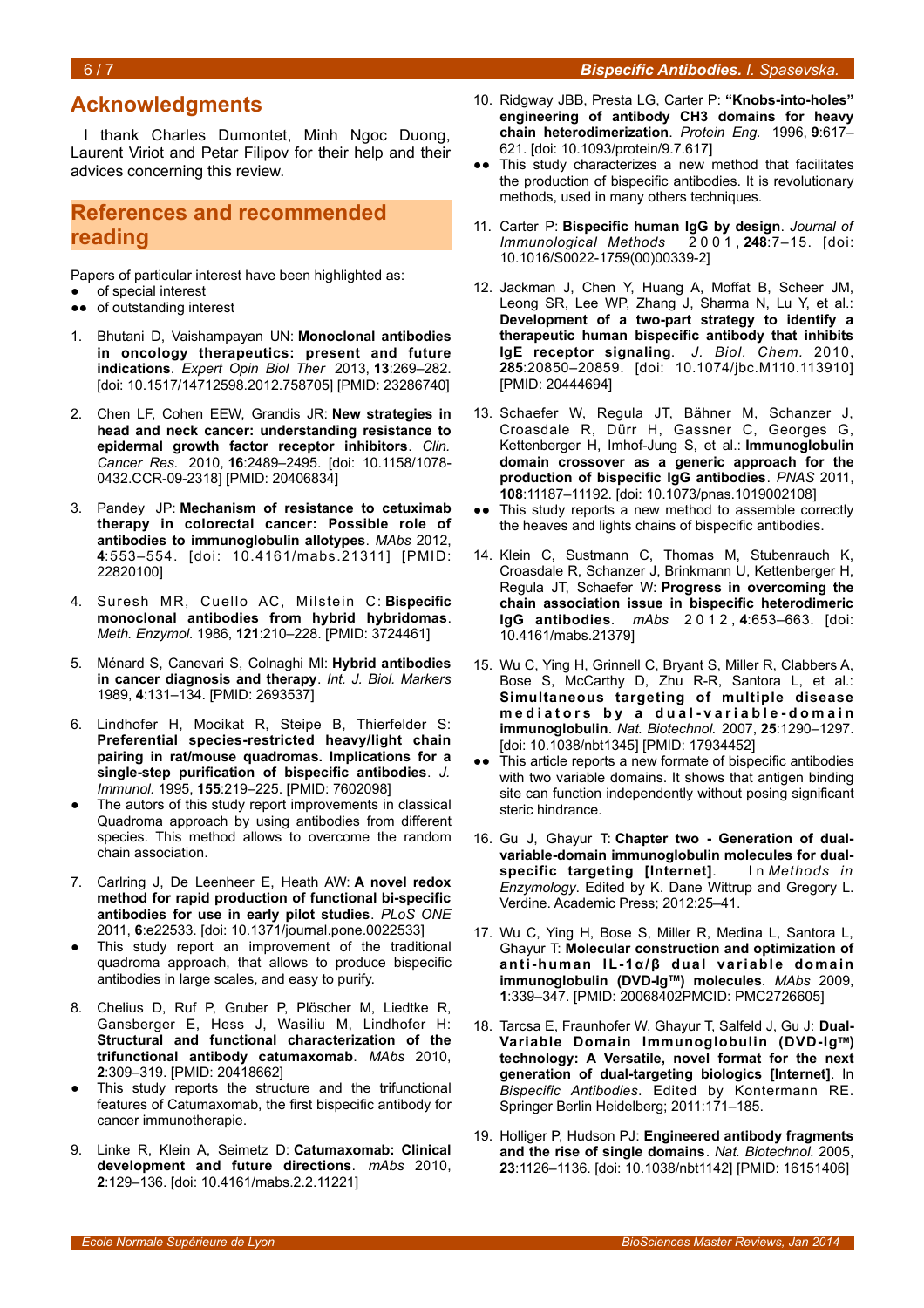## Acknowledgments

I thank Charles Dumontet, Minh Ngoc Duong, Laurent Viriot and Petar Filipov for their help and their advices concerning this review.

## References and recommended reading

Papers of particular interest have been highlighted as:
- ● of special interest
- ●● of outstanding interest

1. Bhutani D, Vaishampayan UN: **Monoclonal antibodies in oncology therapeutics: present and future indications**. *Expert Opin Biol Ther* 2013, **13**:269–282. [doi: 10.1517/14712598.2012.758705] [PMID: 23286740]

2. Chen LF, Cohen EEW, Grandis JR: **New strategies in head and neck cancer: understanding resistance to epidermal growth factor receptor inhibitors**. *Clin. Cancer Res.* 2010, **16**:2489–2495. [doi: 10.1158/1078-0432.CCR-09-2318] [PMID: 20406834]

3. Pandey JP: **Mechanism of resistance to cetuximab therapy in colorectal cancer: Possible role of antibodies to immunoglobulin allotypes**. *MAbs* 2012, **4**:553–554. [doi: 10.4161/mabs.21311] [PMID: 22820100]

4. Suresh MR, Cuello AC, Milstein C: **Bispecific monoclonal antibodies from hybrid hybridomas**. *Meth. Enzymol.* 1986, **121**:210–228. [PMID: 3724461]

5. Ménard S, Canevari S, Colnaghi MI: **Hybrid antibodies in cancer diagnosis and therapy**. *Int. J. Biol. Markers* 1989, **4**:131–134. [PMID: 2693537]

6. Lindhofer H, Mocikat R, Steipe B, Thierfelder S: **Preferential species-restricted heavy/light chain pairing in rat/mouse quadromas. Implications for a single-step purification of bispecific antibodies**. *J. Immunol.* 1995, **155**:219–225. [PMID: 7602098]
   - ● The autors of this study report improvements in classical Quadroma approach by using antibodies from different species. This method allows to overcome the random chain association.

7. Carlring J, De Leenheer E, Heath AW: **A novel redox method for rapid production of functional bi-specific antibodies for use in early pilot studies**. *PLoS ONE* 2011, **6**:e22533. [doi: 10.1371/journal.pone.0022533]
   - ● This study report an improvement of the traditional quadroma approach, that allows to produce bispecific antibodies in large scales, and easy to purify.

8. Chelius D, Ruf P, Gruber P, Plöscher M, Liedtke R, Gansberger E, Hess J, Wasiliu M, Lindhofer H: **Structural and functional characterization of the trifunctional antibody catumaxomab**. *MAbs* 2010, **2**:309–319. [PMID: 20418662]
   - ● This study reports the structure and the trifunctional features of Catumaxomab, the first bispecific antibody for cancer immunotherapie.

9. Linke R, Klein A, Seimetz D: **Catumaxomab: Clinical development and future directions**. *mAbs* 2010, **2**:129–136. [doi: 10.4161/mabs.2.2.11221]

10. Ridgway JBB, Presta LG, Carter P: **"Knobs-into-holes" engineering of antibody CH3 domains for heavy chain heterodimerization**. *Protein Eng.* 1996, **9**:617–621. [doi: 10.1093/protein/9.7.617]
    - ●● This study characterizes a new method that facilitates the production of bispecific antibodies. It is revolutionary methods, used in many others techniques.

11. Carter P: **Bispecific human IgG by design**. *Journal of Immunological Methods* 2001, **248**:7–15. [doi: 10.1016/S0022-1759(00)00339-2]

12. Jackman J, Chen Y, Huang A, Moffat B, Scheer JM, Leong SR, Lee WP, Zhang J, Sharma N, Lu Y, et al.: **Development of a two-part strategy to identify a therapeutic human bispecific antibody that inhibits IgE receptor signaling**. *J. Biol. Chem.* 2010, **285**:20850–20859. [doi: 10.1074/jbc.M110.113910] [PMID: 20444694]

13. Schaefer W, Regula JT, Bähner M, Schanzer J, Croasdale R, Dürr H, Gassner C, Georges G, Kettenberger H, Imhof-Jung S, et al.: **Immunoglobulin domain crossover as a generic approach for the production of bispecific IgG antibodies**. *PNAS* 2011, **108**:11187–11192. [doi: 10.1073/pnas.1019002108]
    - ●● This study reports a new method to assemble correctly the heaves and lights chains of bispecific antibodies.

14. Klein C, Sustmann C, Thomas M, Stubenrauch K, Croasdale R, Schanzer J, Brinkmann U, Kettenberger H, Regula JT, Schaefer W: **Progress in overcoming the chain association issue in bispecific heterodimeric IgG antibodies**. *mAbs* 2012, **4**:653–663. [doi: 10.4161/mabs.21379]

15. Wu C, Ying H, Grinnell C, Bryant S, Miller R, Clabbers A, Bose S, McCarthy D, Zhu R-R, Santora L, et al.: **Simultaneous targeting of multiple disease mediators by a dual-variable-domain immunoglobulin**. *Nat. Biotechnol.* 2007, **25**:1290–1297. [doi: 10.1038/nbt1345] [PMID: 17934452]
    - ●● This article reports a new formate of bispecific antibodies with two variable domains. It shows that antigen binding site can function independently without posing significant steric hindrance.

16. Gu J, Ghayur T: **Chapter two - Generation of dual-variable-domain immunoglobulin molecules for dual-specific targeting [Internet]**. In *Methods in Enzymology*. Edited by K. Dane Wittrup and Gregory L. Verdine. Academic Press; 2012:25–41.

17. Wu C, Ying H, Bose S, Miller R, Medina L, Santora L, Ghayur T: **Molecular construction and optimization of anti-human IL-1α/β dual variable domain immunoglobulin (DVD-Ig™) molecules**. *MAbs* 2009, **1**:339–347. [PMID: 20068402PMCID: PMC2726605]

18. Tarcsa E, Fraunhofer W, Ghayur T, Salfeld J, Gu J: **Dual-Variable Domain Immunoglobulin (DVD-Ig™) technology: A Versatile, novel format for the next generation of dual-targeting biologics [Internet]**. In *Bispecific Antibodies*. Edited by Kontermann RE. Springer Berlin Heidelberg; 2011:171–185.

19. Holliger P, Hudson PJ: **Engineered antibody fragments and the rise of single domains**. *Nat. Biotechnol.* 2005, **23**:1126–1136. [doi: 10.1038/nbt1142] [PMID: 16151406]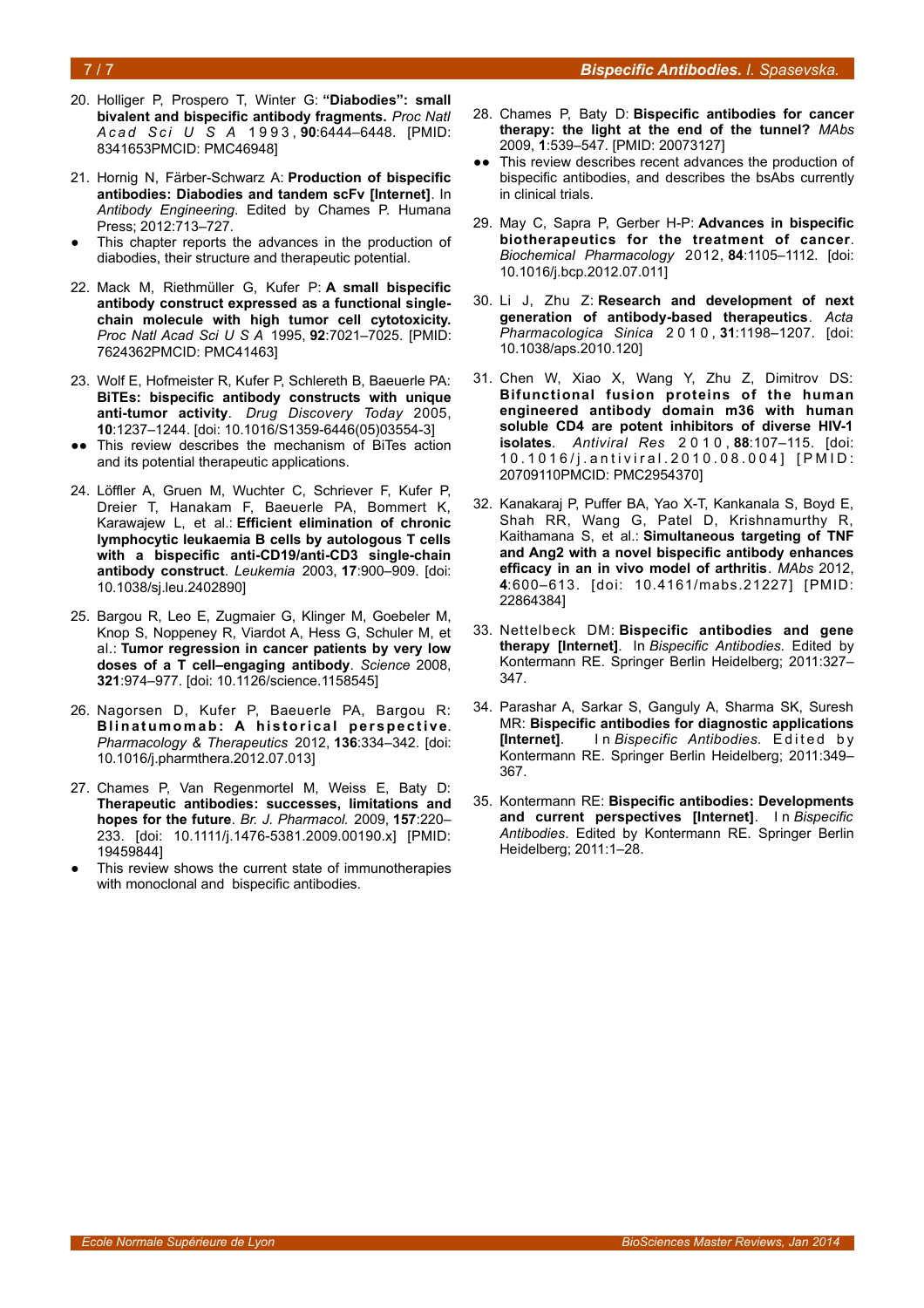20. Holliger P, Prospero T, Winter G: **"Diabodies": small bivalent and bispecific antibody fragments.** *Proc Natl Acad Sci U S A* 1993, **90**:6444–6448. [PMID: 8341653PMCID: PMC46948]

21. Hornig N, Färber-Schwarz A: **Production of bispecific antibodies: Diabodies and tandem scFv [Internet]**. In *Antibody Engineering*. Edited by Chames P. Humana Press; 2012:713–727.
    - ● This chapter reports the advances in the production of diabodies, their structure and therapeutic potential.

22. Mack M, Riethmüller G, Kufer P: **A small bispecific antibody construct expressed as a functional single-chain molecule with high tumor cell cytotoxicity.** *Proc Natl Acad Sci U S A* 1995, **92**:7021–7025. [PMID: 7624362PMCID: PMC41463]

23. Wolf E, Hofmeister R, Kufer P, Schlereth B, Baeuerle PA: **BiTEs: bispecific antibody constructs with unique anti-tumor activity**. *Drug Discovery Today* 2005, **10**:1237–1244. [doi: 10.1016/S1359-6446(05)03554-3]
    - ●● This review describes the mechanism of BiTes action and its potential therapeutic applications.

24. Löffler A, Gruen M, Wuchter C, Schriever F, Kufer P, Dreier T, Hanakam F, Baeuerle PA, Bommert K, Karawajew L, et al.: **Efficient elimination of chronic lymphocytic leukaemia B cells by autologous T cells with a bispecific anti-CD19/anti-CD3 single-chain antibody construct**. *Leukemia* 2003, **17**:900–909. [doi: 10.1038/sj.leu.2402890]

25. Bargou R, Leo E, Zugmaier G, Klinger M, Goebeler M, Knop S, Noppeney R, Viardot A, Hess G, Schuler M, et al.: **Tumor regression in cancer patients by very low doses of a T cell–engaging antibody**. *Science* 2008, **321**:974–977. [doi: 10.1126/science.1158545]

26. Nagorsen D, Kufer P, Baeuerle PA, Bargou R: **Blinatumomab: A historical perspective**. *Pharmacology & Therapeutics* 2012, **136**:334–342. [doi: 10.1016/j.pharmthera.2012.07.013]

27. Chames P, Van Regenmortel M, Weiss E, Baty D: **Therapeutic antibodies: successes, limitations and hopes for the future**. *Br. J. Pharmacol.* 2009, **157**:220–233. [doi: 10.1111/j.1476-5381.2009.00190.x] [PMID: 19459844]
    - ● This review shows the current state of immunotherapies with monoclonal and bispecific antibodies.

28. Chames P, Baty D: **Bispecific antibodies for cancer therapy: the light at the end of the tunnel?** *MAbs* 2009, **1**:539–547. [PMID: 20073127]
    - ●● This review describes recent advances the production of bispecific antibodies, and describes the bsAbs currently in clinical trials.

29. May C, Sapra P, Gerber H-P: **Advances in bispecific biotherapeutics for the treatment of cancer**. *Biochemical Pharmacology* 2012, **84**:1105–1112. [doi: 10.1016/j.bcp.2012.07.011]

30. Li J, Zhu Z: **Research and development of next generation of antibody-based therapeutics**. *Acta Pharmacologica Sinica* 2010, **31**:1198–1207. [doi: 10.1038/aps.2010.120]

31. Chen W, Xiao X, Wang Y, Zhu Z, Dimitrov DS: **Bifunctional fusion proteins of the human engineered antibody domain m36 with human soluble CD4 are potent inhibitors of diverse HIV-1 isolates**. *Antiviral Res* 2010, **88**:107–115. [doi: 10.1016/j.antiviral.2010.08.004] [PMID: 20709110PMCID: PMC2954370]

32. Kanakaraj P, Puffer BA, Yao X-T, Kankanala S, Boyd E, Shah RR, Wang G, Patel D, Krishnamurthy R, Kaithamana S, et al.: **Simultaneous targeting of TNF and Ang2 with a novel bispecific antibody enhances efficacy in an in vivo model of arthritis**. *MAbs* 2012, **4**:600–613. [doi: 10.4161/mabs.21227] [PMID: 22864384]

33. Nettelbeck DM: **Bispecific antibodies and gene therapy [Internet]**. In *Bispecific Antibodies*. Edited by Kontermann RE. Springer Berlin Heidelberg; 2011:327–347.

34. Parashar A, Sarkar S, Ganguly A, Sharma SK, Suresh MR: **Bispecific antibodies for diagnostic applications [Internet]**. In *Bispecific Antibodies*. Edited by Kontermann RE. Springer Berlin Heidelberg; 2011:349–367.

35. Kontermann RE: **Bispecific antibodies: Developments and current perspectives [Internet]**. In *Bispecific Antibodies*. Edited by Kontermann RE. Springer Berlin Heidelberg; 2011:1–28.